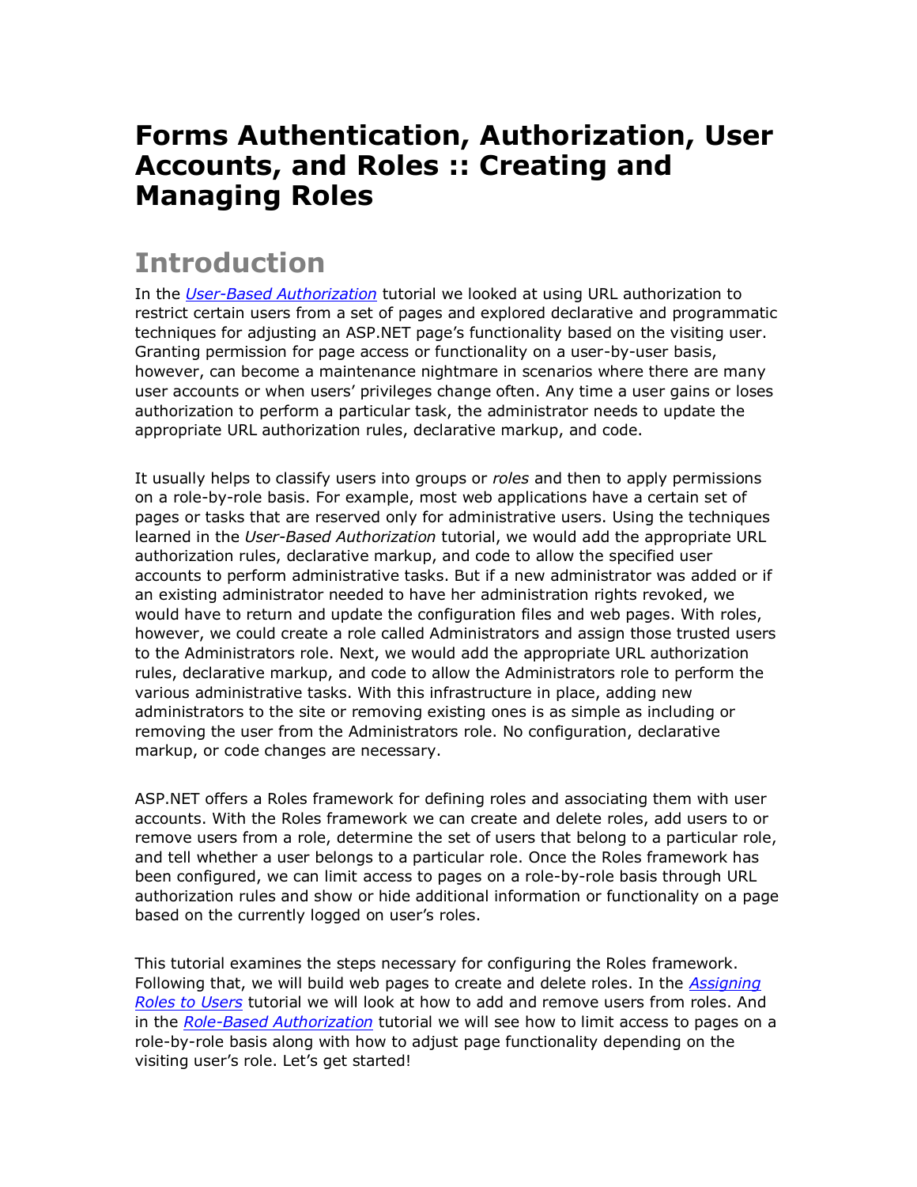# Forms Authentication, Authorization, User Accounts, and Roles :: Creating and Managing Roles

## Introduction

In the [*User-Based Authorization*]() tutorial we looked at using URL authorization to restrict certain users from a set of pages and explored declarative and programmatic techniques for adjusting an ASP.NET page's functionality based on the visiting user. Granting permission for page access or functionality on a user-by-user basis, however, can become a maintenance nightmare in scenarios where there are many user accounts or when users' privileges change often. Any time a user gains or loses authorization to perform a particular task, the administrator needs to update the appropriate URL authorization rules, declarative markup, and code.

It usually helps to classify users into groups or *roles* and then to apply permissions on a role-by-role basis. For example, most web applications have a certain set of pages or tasks that are reserved only for administrative users. Using the techniques learned in the *User-Based Authorization* tutorial, we would add the appropriate URL authorization rules, declarative markup, and code to allow the specified user accounts to perform administrative tasks. But if a new administrator was added or if an existing administrator needed to have her administration rights revoked, we would have to return and update the configuration files and web pages. With roles, however, we could create a role called Administrators and assign those trusted users to the Administrators role. Next, we would add the appropriate URL authorization rules, declarative markup, and code to allow the Administrators role to perform the various administrative tasks. With this infrastructure in place, adding new administrators to the site or removing existing ones is as simple as including or removing the user from the Administrators role. No configuration, declarative markup, or code changes are necessary.

ASP.NET offers a Roles framework for defining roles and associating them with user accounts. With the Roles framework we can create and delete roles, add users to or remove users from a role, determine the set of users that belong to a particular role, and tell whether a user belongs to a particular role. Once the Roles framework has been configured, we can limit access to pages on a role-by-role basis through URL authorization rules and show or hide additional information or functionality on a page based on the currently logged on user's roles.

This tutorial examines the steps necessary for configuring the Roles framework. Following that, we will build web pages to create and delete roles. In the [*Assigning Roles to Users*]() tutorial we will look at how to add and remove users from roles. And in the [*Role-Based Authorization*]() tutorial we will see how to limit access to pages on a role-by-role basis along with how to adjust page functionality depending on the visiting user's role. Let's get started!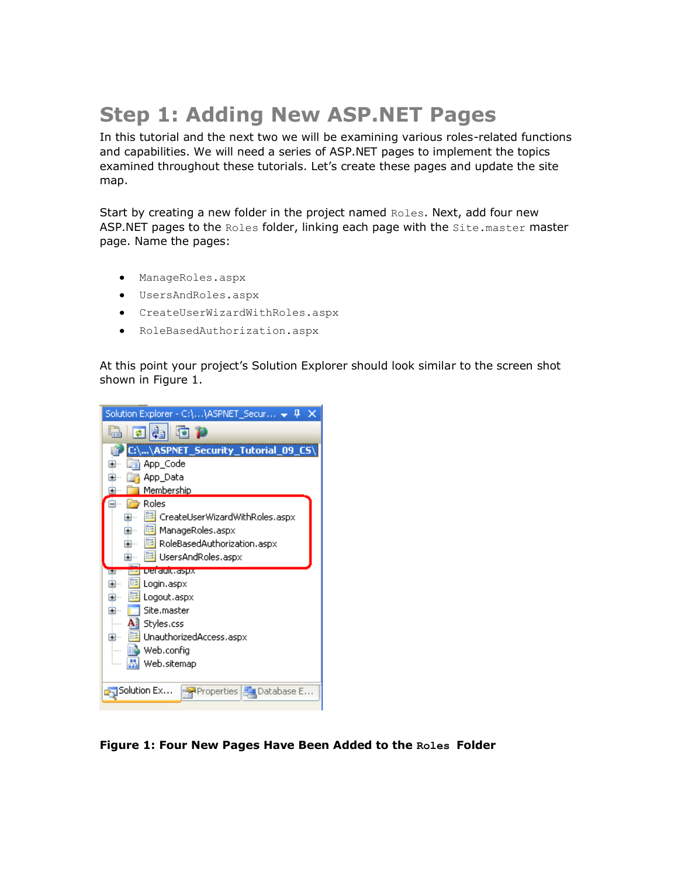# Step 1: Adding New ASP.NET Pages

In this tutorial and the next two we will be examining various roles-related functions and capabilities. We will need a series of ASP.NET pages to implement the topics examined throughout these tutorials. Let's create these pages and update the site map.

Start by creating a new folder in the project named `Roles`. Next, add four new ASP.NET pages to the `Roles` folder, linking each page with the `Site.master` master page. Name the pages:

- `ManageRoles.aspx`
- `UsersAndRoles.aspx`
- `CreateUserWizardWithRoles.aspx`
- `RoleBasedAuthorization.aspx`

At this point your project's Solution Explorer should look similar to the screen shot shown in Figure 1.

**Figure 1: Four New Pages Have Been Added to the `Roles` Folder**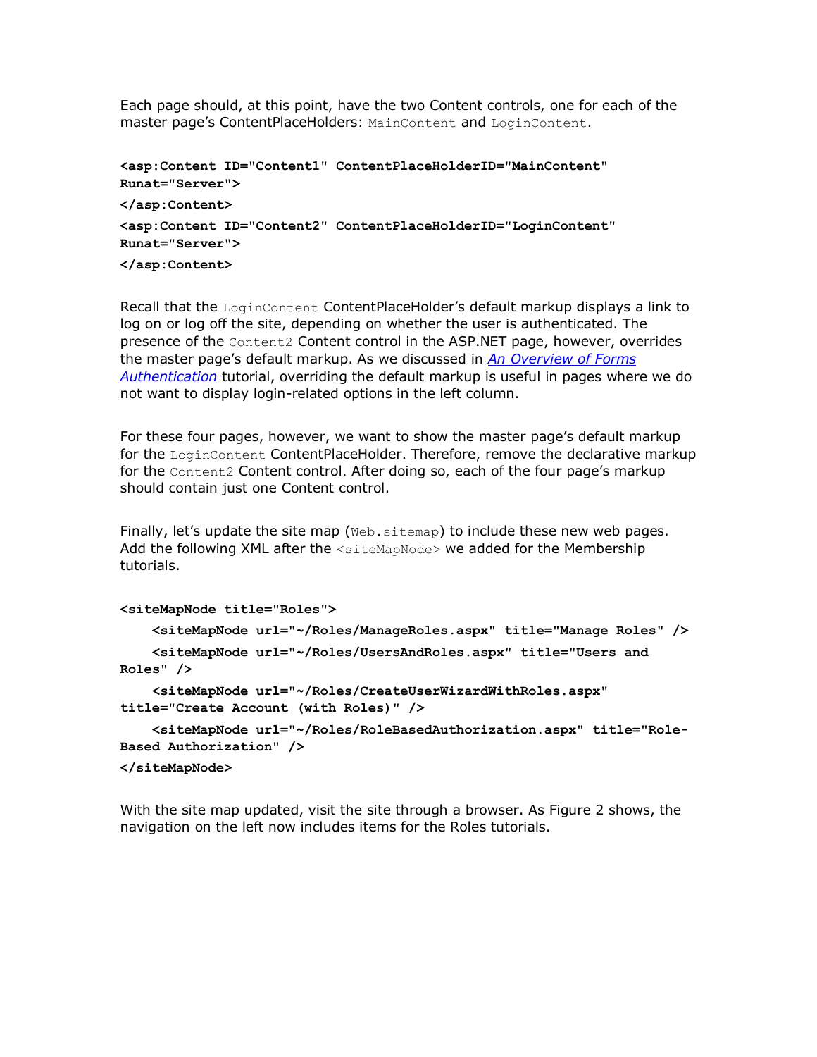Each page should, at this point, have the two Content controls, one for each of the master page's ContentPlaceHolders: `MainContent` and `LoginContent`.

```
<asp:Content ID="Content1" ContentPlaceHolderID="MainContent"
Runat="Server">
</asp:Content>
<asp:Content ID="Content2" ContentPlaceHolderID="LoginContent"
Runat="Server">
</asp:Content>
```

Recall that the `LoginContent` ContentPlaceHolder's default markup displays a link to log on or log off the site, depending on whether the user is authenticated. The presence of the `Content2` Content control in the ASP.NET page, however, overrides the master page's default markup. As we discussed in *An Overview of Forms Authentication* tutorial, overriding the default markup is useful in pages where we do not want to display login-related options in the left column.

For these four pages, however, we want to show the master page's default markup for the `LoginContent` ContentPlaceHolder. Therefore, remove the declarative markup for the `Content2` Content control. After doing so, each of the four page's markup should contain just one Content control.

Finally, let's update the site map (`Web.sitemap`) to include these new web pages. Add the following XML after the `<siteMapNode>` we added for the Membership tutorials.

```
<siteMapNode title="Roles">
    <siteMapNode url="~/Roles/ManageRoles.aspx" title="Manage Roles" />
    <siteMapNode url="~/Roles/UsersAndRoles.aspx" title="Users and
Roles" />
    <siteMapNode url="~/Roles/CreateUserWizardWithRoles.aspx"
title="Create Account (with Roles)" />
    <siteMapNode url="~/Roles/RoleBasedAuthorization.aspx" title="Role-
Based Authorization" />
</siteMapNode>
```

With the site map updated, visit the site through a browser. As Figure 2 shows, the navigation on the left now includes items for the Roles tutorials.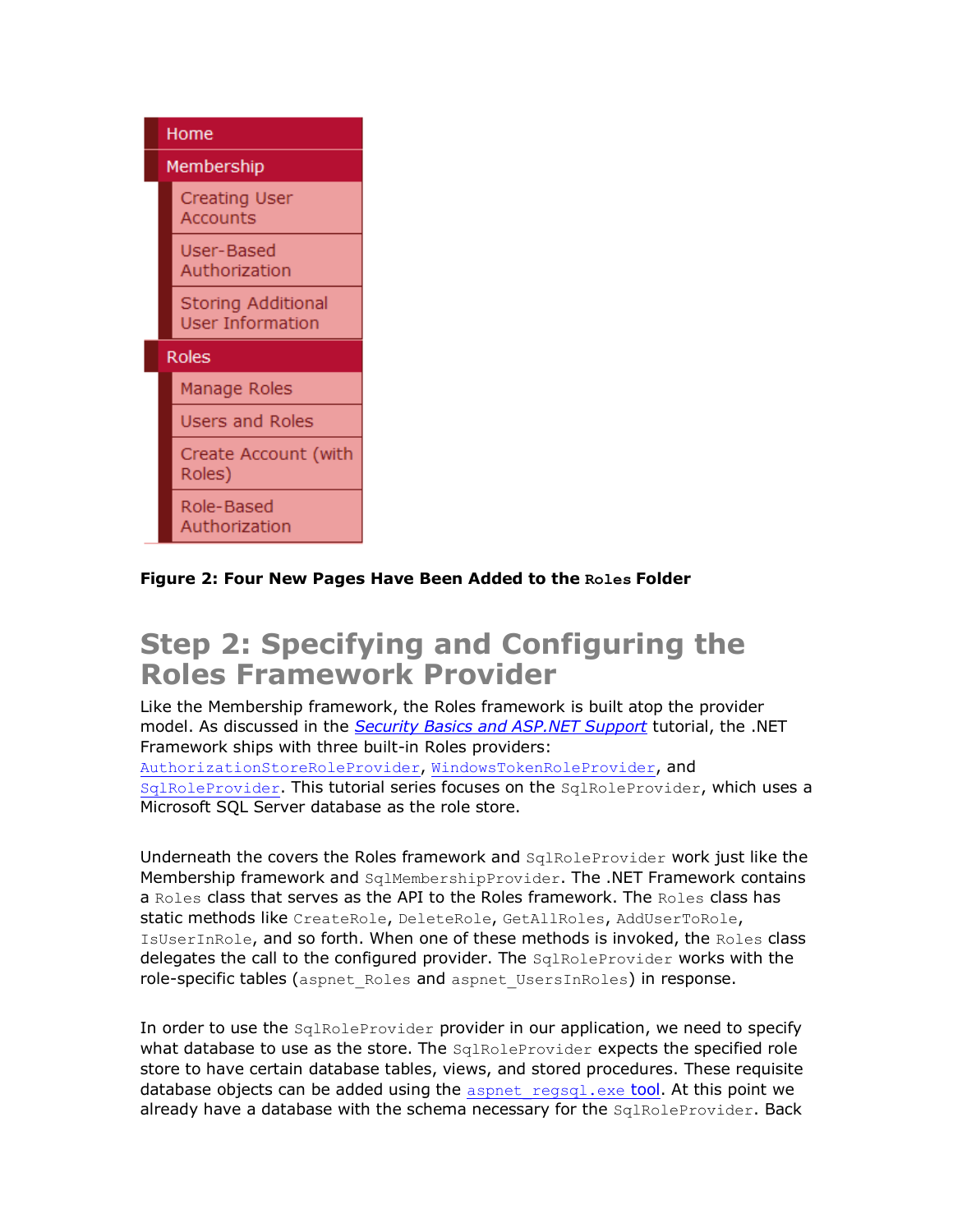- Home
- Membership
  - Creating User Accounts
  - User-Based Authorization
  - Storing Additional User Information
- Roles
  - Manage Roles
  - Users and Roles
  - Create Account (with Roles)
  - Role-Based Authorization

**Figure 2: Four New Pages Have Been Added to the `Roles` Folder**

## Step 2: Specifying and Configuring the Roles Framework Provider

Like the Membership framework, the Roles framework is built atop the provider model. As discussed in the *Security Basics and ASP.NET Support* tutorial, the .NET Framework ships with three built-in Roles providers: `AuthorizationStoreRoleProvider`, `WindowsTokenRoleProvider`, and `SqlRoleProvider`. This tutorial series focuses on the `SqlRoleProvider`, which uses a Microsoft SQL Server database as the role store.

Underneath the covers the Roles framework and `SqlRoleProvider` work just like the Membership framework and `SqlMembershipProvider`. The .NET Framework contains a `Roles` class that serves as the API to the Roles framework. The `Roles` class has static methods like `CreateRole`, `DeleteRole`, `GetAllRoles`, `AddUserToRole`, `IsUserInRole`, and so forth. When one of these methods is invoked, the `Roles` class delegates the call to the configured provider. The `SqlRoleProvider` works with the role-specific tables (`aspnet_Roles` and `aspnet_UsersInRoles`) in response.

In order to use the `SqlRoleProvider` provider in our application, we need to specify what database to use as the store. The `SqlRoleProvider` expects the specified role store to have certain database tables, views, and stored procedures. These requisite database objects can be added using the `aspnet_regsql.exe` tool. At this point we already have a database with the schema necessary for the `SqlRoleProvider`. Back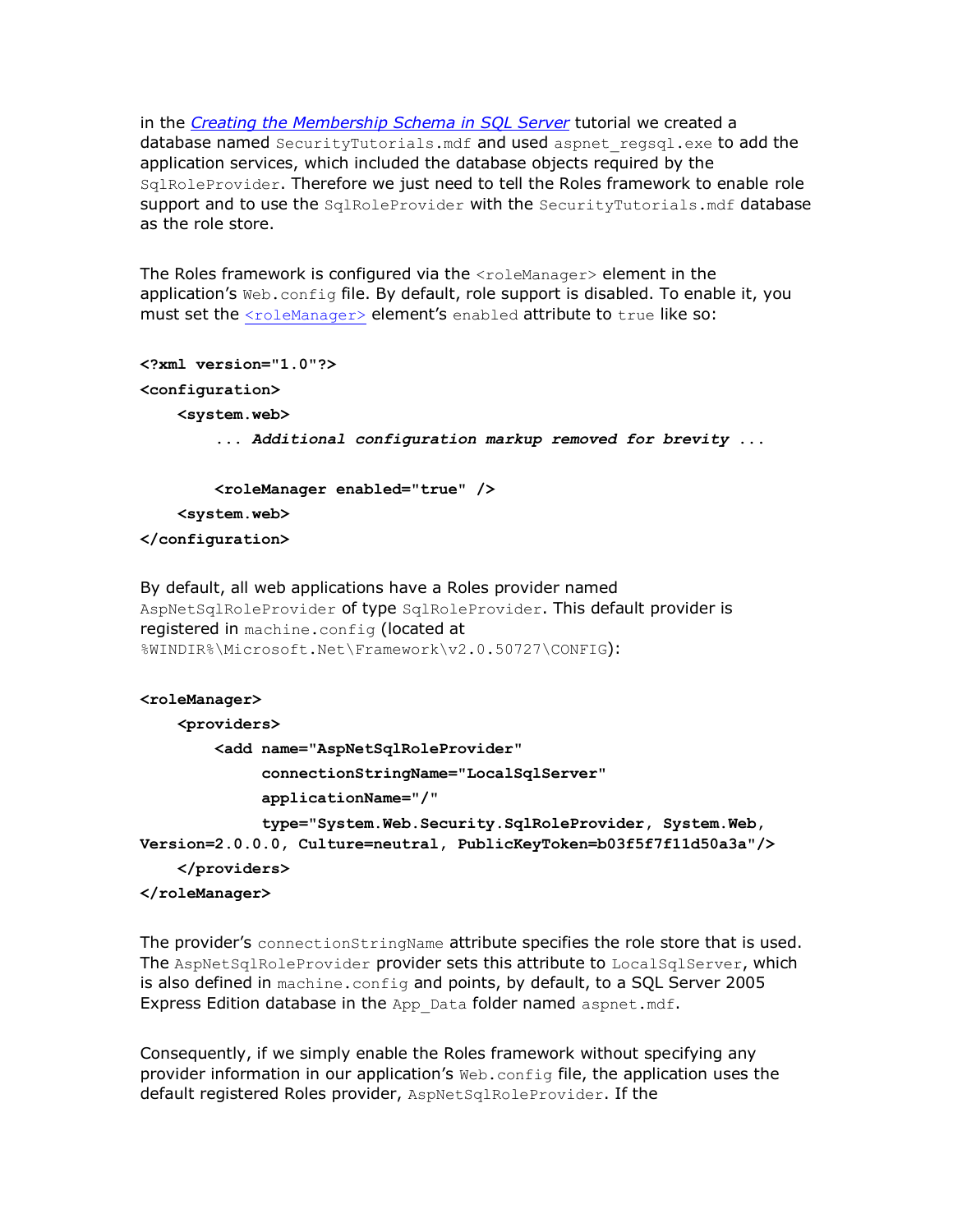in the *[Creating the Membership Schema in SQL Server](#)* tutorial we created a database named `SecurityTutorials.mdf` and used `aspnet_regsql.exe` to add the application services, which included the database objects required by the `SqlRoleProvider`. Therefore we just need to tell the Roles framework to enable role support and to use the `SqlRoleProvider` with the `SecurityTutorials.mdf` database as the role store.

The Roles framework is configured via the `<roleManager>` element in the application's `Web.config` file. By default, role support is disabled. To enable it, you must set the [`<roleManager>`](#) element's `enabled` attribute to `true` like so:

```
<?xml version="1.0"?>
<configuration>
    <system.web>
        ... Additional configuration markup removed for brevity ...

        <roleManager enabled="true" />
    <system.web>
</configuration>
```

By default, all web applications have a Roles provider named `AspNetSqlRoleProvider` of type `SqlRoleProvider`. This default provider is registered in `machine.config` (located at `%WINDIR%\Microsoft.Net\Framework\v2.0.50727\CONFIG`):

```
<roleManager>
    <providers>
        <add name="AspNetSqlRoleProvider"
             connectionStringName="LocalSqlServer"
             applicationName="/"
             type="System.Web.Security.SqlRoleProvider, System.Web,
Version=2.0.0.0, Culture=neutral, PublicKeyToken=b03f5f7f11d50a3a"/>
    </providers>
</roleManager>
```

The provider's `connectionStringName` attribute specifies the role store that is used. The `AspNetSqlRoleProvider` provider sets this attribute to `LocalSqlServer`, which is also defined in `machine.config` and points, by default, to a SQL Server 2005 Express Edition database in the `App_Data` folder named `aspnet.mdf`.

Consequently, if we simply enable the Roles framework without specifying any provider information in our application's `Web.config` file, the application uses the default registered Roles provider, `AspNetSqlRoleProvider`. If the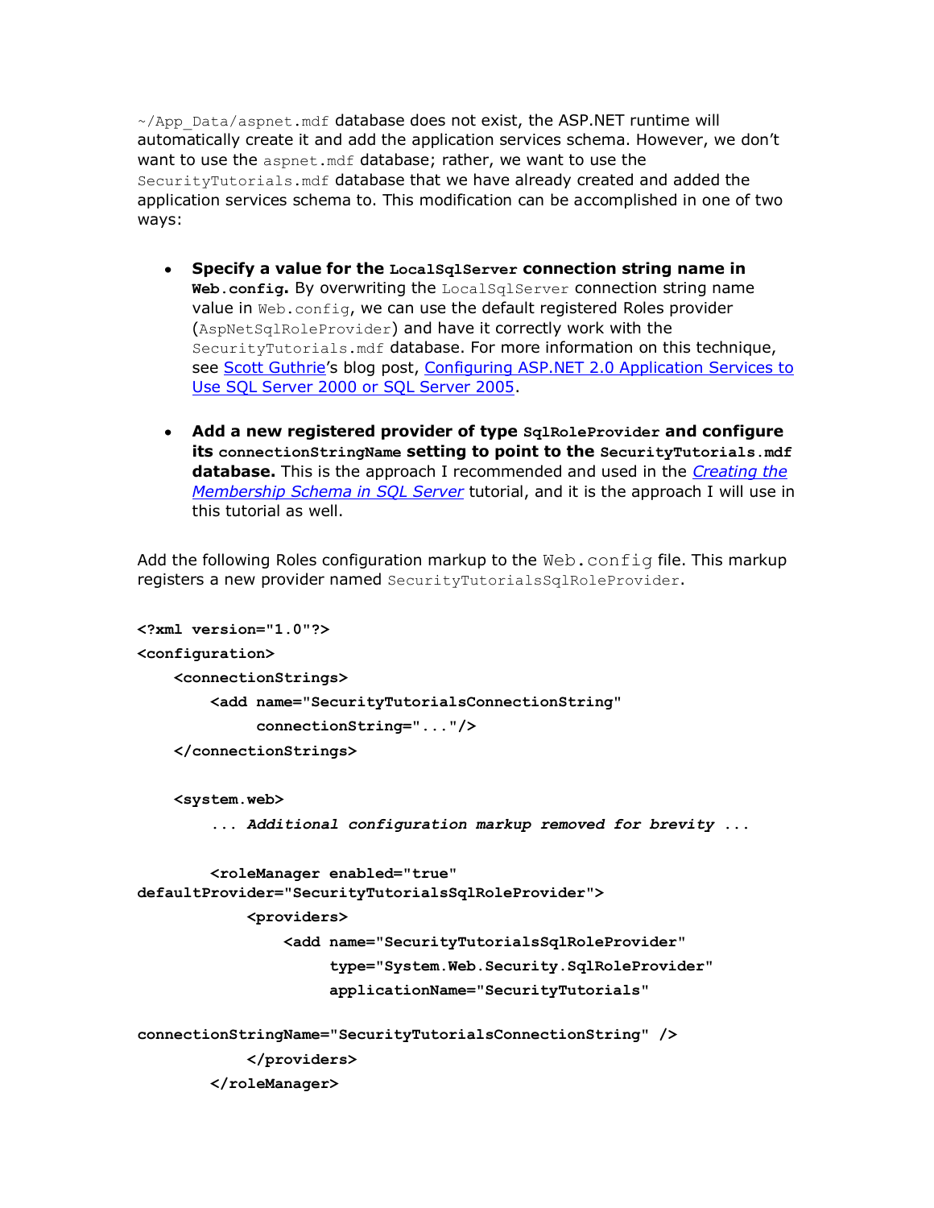`~/App_Data/aspnet.mdf` database does not exist, the ASP.NET runtime will automatically create it and add the application services schema. However, we don't want to use the `aspnet.mdf` database; rather, we want to use the `SecurityTutorials.mdf` database that we have already created and added the application services schema to. This modification can be accomplished in one of two ways:

- **Specify a value for the `LocalSqlServer` connection string name in `Web.config`.** By overwriting the `LocalSqlServer` connection string name value in `Web.config`, we can use the default registered Roles provider (`AspNetSqlRoleProvider`) and have it correctly work with the `SecurityTutorials.mdf` database. For more information on this technique, see [Scott Guthrie](#)'s blog post, [Configuring ASP.NET 2.0 Application Services to Use SQL Server 2000 or SQL Server 2005](#).

- **Add a new registered provider of type `SqlRoleProvider` and configure its `connectionStringName` setting to point to the `SecurityTutorials.mdf` database.** This is the approach I recommended and used in the *[Creating the Membership Schema in SQL Server](#)* tutorial, and it is the approach I will use in this tutorial as well.

Add the following Roles configuration markup to the `Web.config` file. This markup registers a new provider named `SecurityTutorialsSqlRoleProvider`.

```
<?xml version="1.0"?>
<configuration>
    <connectionStrings>
        <add name="SecurityTutorialsConnectionString"
             connectionString="..."/>
    </connectionStrings>

    <system.web>
        ... Additional configuration markup removed for brevity ...

        <roleManager enabled="true"
defaultProvider="SecurityTutorialsSqlRoleProvider">
            <providers>
                <add name="SecurityTutorialsSqlRoleProvider"
                     type="System.Web.Security.SqlRoleProvider"
                     applicationName="SecurityTutorials"

connectionStringName="SecurityTutorialsConnectionString" />
            </providers>
        </roleManager>
```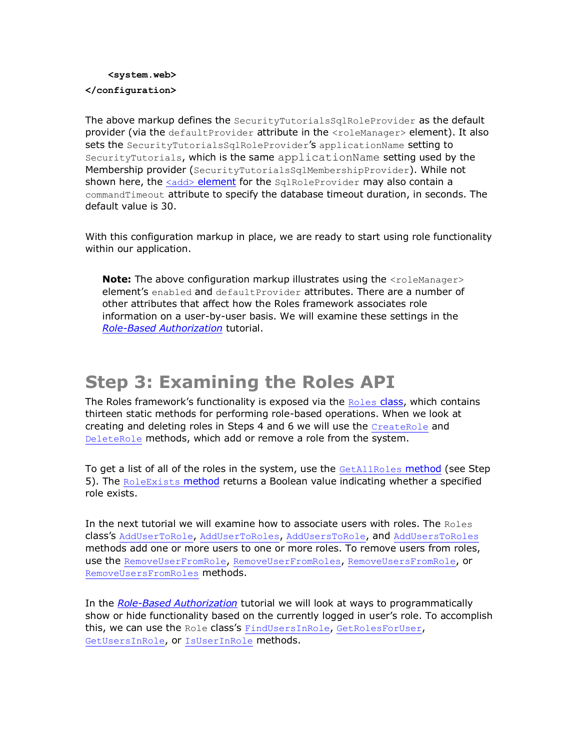```
    <system.web>
</configuration>
```

The above markup defines the `SecurityTutorialsSqlRoleProvider` as the default provider (via the `defaultProvider` attribute in the `<roleManager>` element). It also sets the `SecurityTutorialsSqlRoleProvider`'s `applicationName` setting to `SecurityTutorials`, which is the same `applicationName` setting used by the Membership provider (`SecurityTutorialsSqlMembershipProvider`). While not shown here, the [`<add>` element](#) for the `SqlRoleProvider` may also contain a `commandTimeout` attribute to specify the database timeout duration, in seconds. The default value is 30.

With this configuration markup in place, we are ready to start using role functionality within our application.

> **Note:** The above configuration markup illustrates using the `<roleManager>` element's `enabled` and `defaultProvider` attributes. There are a number of other attributes that affect how the Roles framework associates role information on a user-by-user basis. We will examine these settings in the *[Role-Based Authorization](#)* tutorial.

## Step 3: Examining the Roles API

The Roles framework's functionality is exposed via the [`Roles` class](#), which contains thirteen static methods for performing role-based operations. When we look at creating and deleting roles in Steps 4 and 6 we will use the [`CreateRole`](#) and [`DeleteRole`](#) methods, which add or remove a role from the system.

To get a list of all of the roles in the system, use the [`GetAllRoles` method](#) (see Step 5). The [`RoleExists` method](#) returns a Boolean value indicating whether a specified role exists.

In the next tutorial we will examine how to associate users with roles. The `Roles` class's [`AddUserToRole`](#), [`AddUserToRoles`](#), [`AddUsersToRole`](#), and [`AddUsersToRoles`](#) methods add one or more users to one or more roles. To remove users from roles, use the [`RemoveUserFromRole`](#), [`RemoveUserFromRoles`](#), [`RemoveUsersFromRole`](#), or [`RemoveUsersFromRoles`](#) methods.

In the *[Role-Based Authorization](#)* tutorial we will look at ways to programmatically show or hide functionality based on the currently logged in user's role. To accomplish this, we can use the `Role` class's [`FindUsersInRole`](#), [`GetRolesForUser`](#), [`GetUsersInRole`](#), or [`IsUserInRole`](#) methods.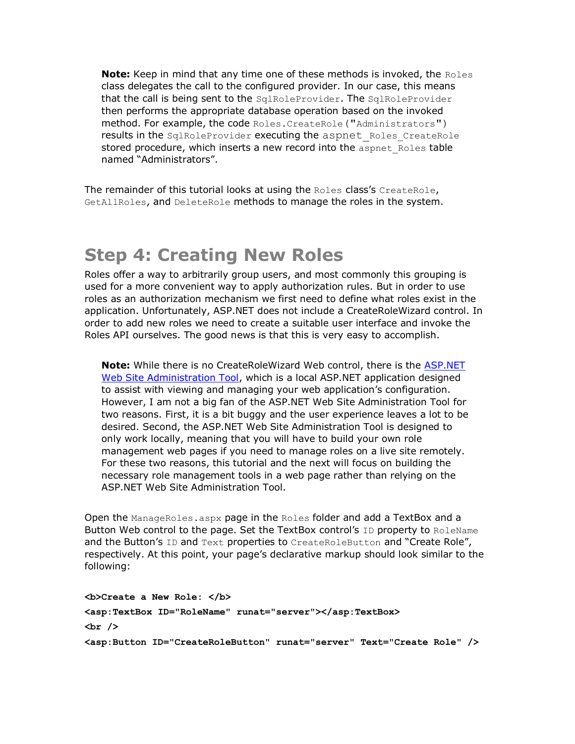> **Note:** Keep in mind that any time one of these methods is invoked, the `Roles` class delegates the call to the configured provider. In our case, this means that the call is being sent to the `SqlRoleProvider`. The `SqlRoleProvider` then performs the appropriate database operation based on the invoked method. For example, the code `Roles.CreateRole("Administrators")` results in the `SqlRoleProvider` executing the `aspnet_Roles_CreateRole` stored procedure, which inserts a new record into the `aspnet_Roles` table named "Administrators".

The remainder of this tutorial looks at using the `Roles` class's `CreateRole`, `GetAllRoles`, and `DeleteRole` methods to manage the roles in the system.

## Step 4: Creating New Roles

Roles offer a way to arbitrarily group users, and most commonly this grouping is used for a more convenient way to apply authorization rules. But in order to use roles as an authorization mechanism we first need to define what roles exist in the application. Unfortunately, ASP.NET does not include a CreateRoleWizard control. In order to add new roles we need to create a suitable user interface and invoke the Roles API ourselves. The good news is that this is very easy to accomplish.

> **Note:** While there is no CreateRoleWizard Web control, there is the [ASP.NET Web Site Administration Tool](), which is a local ASP.NET application designed to assist with viewing and managing your web application's configuration. However, I am not a big fan of the ASP.NET Web Site Administration Tool for two reasons. First, it is a bit buggy and the user experience leaves a lot to be desired. Second, the ASP.NET Web Site Administration Tool is designed to only work locally, meaning that you will have to build your own role management web pages if you need to manage roles on a live site remotely. For these two reasons, this tutorial and the next will focus on building the necessary role management tools in a web page rather than relying on the ASP.NET Web Site Administration Tool.

Open the `ManageRoles.aspx` page in the `Roles` folder and add a TextBox and a Button Web control to the page. Set the TextBox control's `ID` property to `RoleName` and the Button's `ID` and `Text` properties to `CreateRoleButton` and "Create Role", respectively. At this point, your page's declarative markup should look similar to the following:

```
<b>Create a New Role: </b>
<asp:TextBox ID="RoleName" runat="server"></asp:TextBox>
<br />
<asp:Button ID="CreateRoleButton" runat="server" Text="Create Role" />
```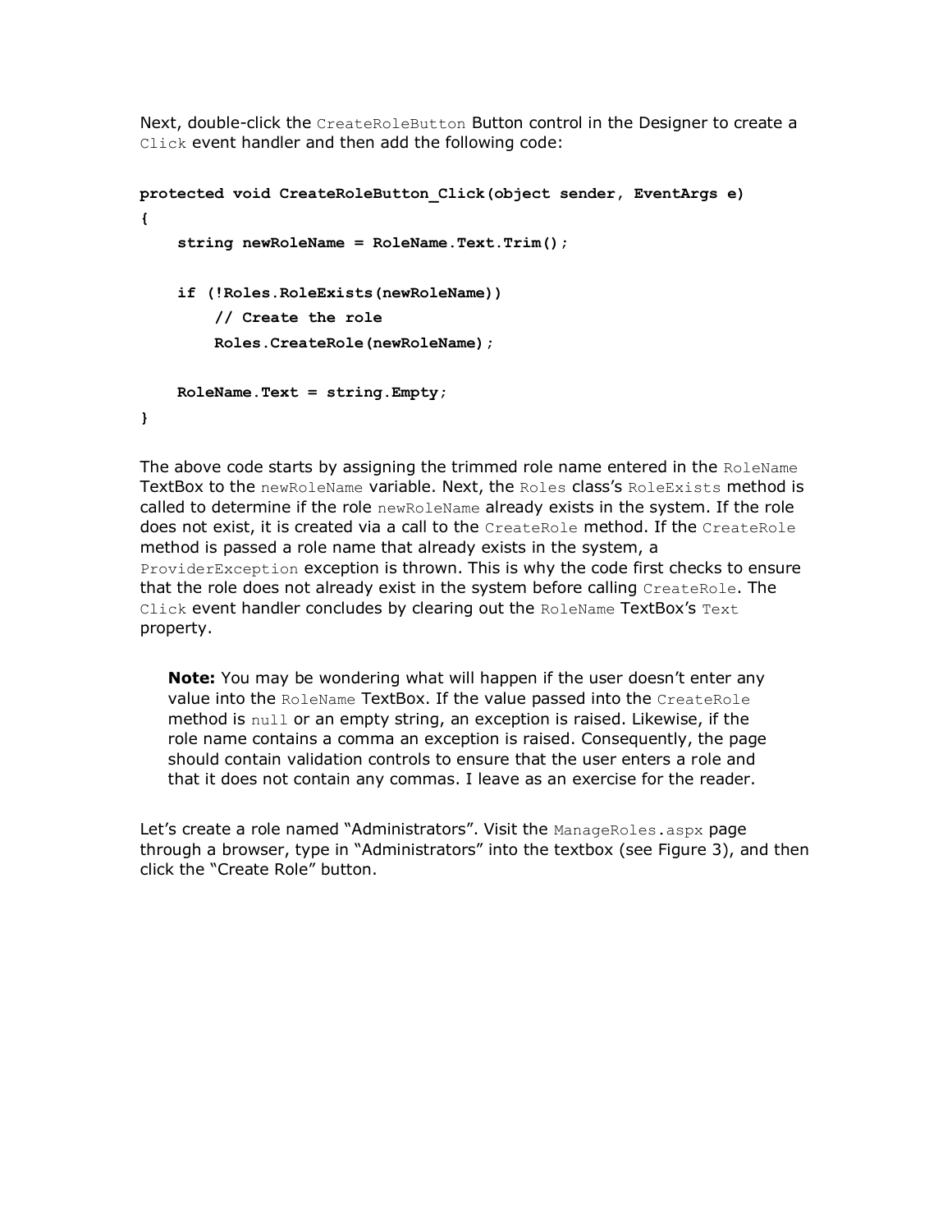Next, double-click the `CreateRoleButton` Button control in the Designer to create a `Click` event handler and then add the following code:

```
protected void CreateRoleButton_Click(object sender, EventArgs e)
{
    string newRoleName = RoleName.Text.Trim();

    if (!Roles.RoleExists(newRoleName))
        // Create the role
        Roles.CreateRole(newRoleName);

    RoleName.Text = string.Empty;
}
```

The above code starts by assigning the trimmed role name entered in the `RoleName` TextBox to the `newRoleName` variable. Next, the `Roles` class's `RoleExists` method is called to determine if the role `newRoleName` already exists in the system. If the role does not exist, it is created via a call to the `CreateRole` method. If the `CreateRole` method is passed a role name that already exists in the system, a `ProviderException` exception is thrown. This is why the code first checks to ensure that the role does not already exist in the system before calling `CreateRole`. The `Click` event handler concludes by clearing out the `RoleName` TextBox's `Text` property.

> **Note:** You may be wondering what will happen if the user doesn't enter any value into the `RoleName` TextBox. If the value passed into the `CreateRole` method is `null` or an empty string, an exception is raised. Likewise, if the role name contains a comma an exception is raised. Consequently, the page should contain validation controls to ensure that the user enters a role and that it does not contain any commas. I leave as an exercise for the reader.

Let's create a role named "Administrators". Visit the `ManageRoles.aspx` page through a browser, type in "Administrators" into the textbox (see Figure 3), and then click the "Create Role" button.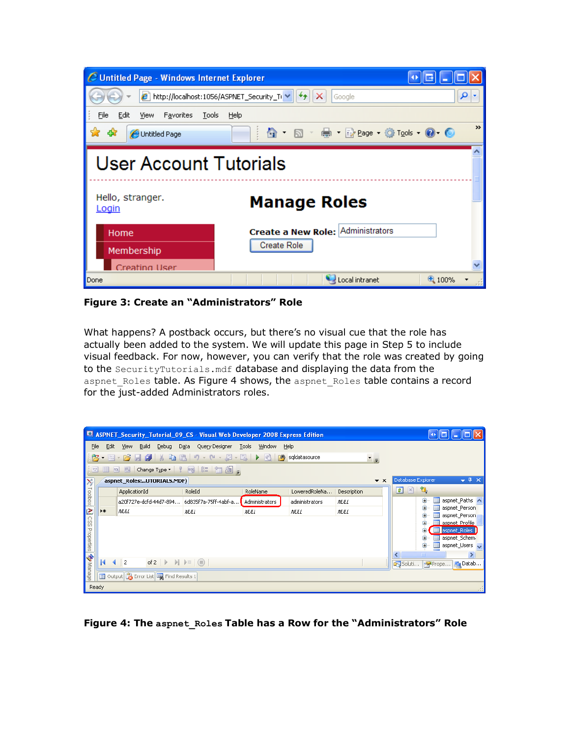**Figure 3: Create an "Administrators" Role**

What happens? A postback occurs, but there's no visual cue that the role has actually been added to the system. We will update this page in Step 5 to include visual feedback. For now, however, you can verify that the role was created by going to the `SecurityTutorials.mdf` database and displaying the data from the `aspnet_Roles` table. As Figure 4 shows, the `aspnet_Roles` table contains a record for the just-added Administrators roles.

**Figure 4: The `aspnet_Roles` Table has a Row for the "Administrators" Role**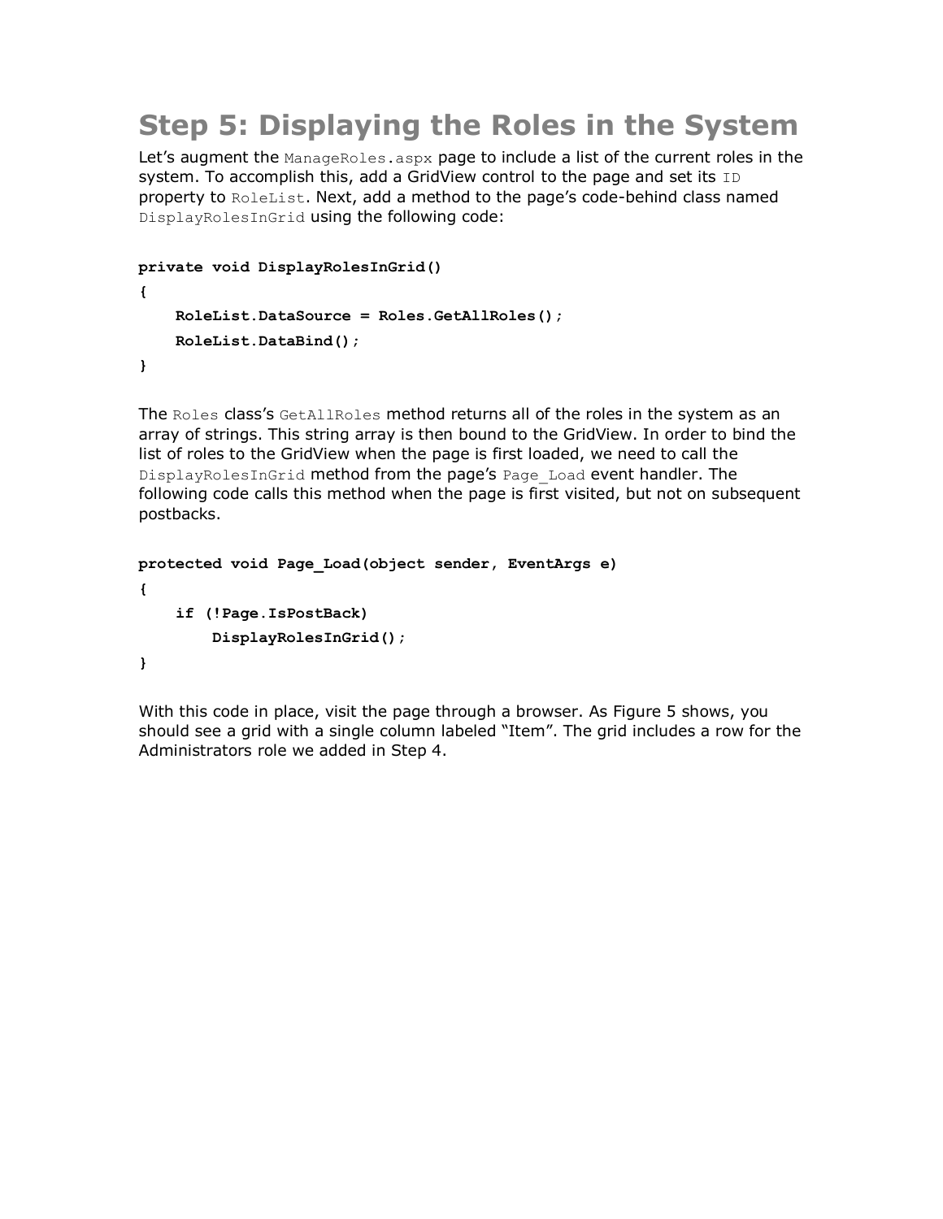# Step 5: Displaying the Roles in the System

Let's augment the `ManageRoles.aspx` page to include a list of the current roles in the system. To accomplish this, add a GridView control to the page and set its `ID` property to `RoleList`. Next, add a method to the page's code-behind class named `DisplayRolesInGrid` using the following code:

```
private void DisplayRolesInGrid()
{
    RoleList.DataSource = Roles.GetAllRoles();
    RoleList.DataBind();
}
```

The `Roles` class's `GetAllRoles` method returns all of the roles in the system as an array of strings. This string array is then bound to the GridView. In order to bind the list of roles to the GridView when the page is first loaded, we need to call the `DisplayRolesInGrid` method from the page's `Page_Load` event handler. The following code calls this method when the page is first visited, but not on subsequent postbacks.

```
protected void Page_Load(object sender, EventArgs e)
{
    if (!Page.IsPostBack)
        DisplayRolesInGrid();
}
```

With this code in place, visit the page through a browser. As Figure 5 shows, you should see a grid with a single column labeled "Item". The grid includes a row for the Administrators role we added in Step 4.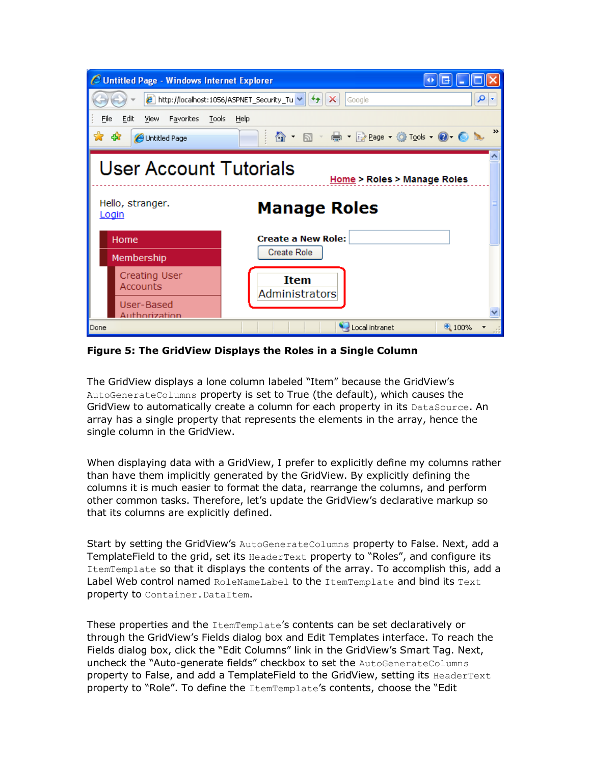**Figure 5: The GridView Displays the Roles in a Single Column**

The GridView displays a lone column labeled "Item" because the GridView's `AutoGenerateColumns` property is set to True (the default), which causes the GridView to automatically create a column for each property in its `DataSource`. An array has a single property that represents the elements in the array, hence the single column in the GridView.

When displaying data with a GridView, I prefer to explicitly define my columns rather than have them implicitly generated by the GridView. By explicitly defining the columns it is much easier to format the data, rearrange the columns, and perform other common tasks. Therefore, let's update the GridView's declarative markup so that its columns are explicitly defined.

Start by setting the GridView's `AutoGenerateColumns` property to False. Next, add a TemplateField to the grid, set its `HeaderText` property to "Roles", and configure its `ItemTemplate` so that it displays the contents of the array. To accomplish this, add a Label Web control named `RoleNameLabel` to the `ItemTemplate` and bind its `Text` property to `Container.DataItem`.

These properties and the `ItemTemplate`'s contents can be set declaratively or through the GridView's Fields dialog box and Edit Templates interface. To reach the Fields dialog box, click the "Edit Columns" link in the GridView's Smart Tag. Next, uncheck the "Auto-generate fields" checkbox to set the `AutoGenerateColumns` property to False, and add a TemplateField to the GridView, setting its `HeaderText` property to "Role". To define the `ItemTemplate`'s contents, choose the "Edit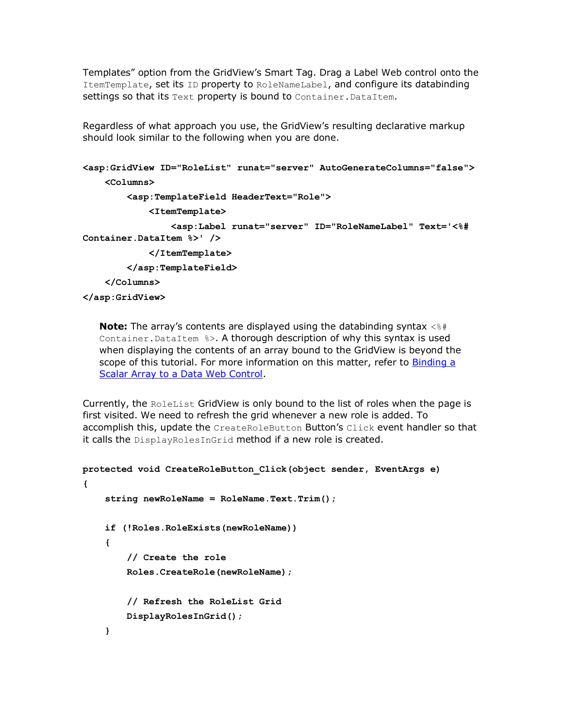Templates" option from the GridView's Smart Tag. Drag a Label Web control onto the `ItemTemplate`, set its `ID` property to `RoleNameLabel`, and configure its databinding settings so that its `Text` property is bound to `Container.DataItem`.

Regardless of what approach you use, the GridView's resulting declarative markup should look similar to the following when you are done.

```
<asp:GridView ID="RoleList" runat="server" AutoGenerateColumns="false">
    <Columns>
        <asp:TemplateField HeaderText="Role">
            <ItemTemplate>
                <asp:Label runat="server" ID="RoleNameLabel" Text='<%# 
Container.DataItem %>' />
            </ItemTemplate>
        </asp:TemplateField>
    </Columns>
</asp:GridView>
```

> **Note:** The array's contents are displayed using the databinding syntax `<%# Container.DataItem %>`. A thorough description of why this syntax is used when displaying the contents of an array bound to the GridView is beyond the scope of this tutorial. For more information on this matter, refer to [Binding a Scalar Array to a Data Web Control](Binding a Scalar Array to a Data Web Control).

Currently, the `RoleList` GridView is only bound to the list of roles when the page is first visited. We need to refresh the grid whenever a new role is added. To accomplish this, update the `CreateRoleButton` Button's `Click` event handler so that it calls the `DisplayRolesInGrid` method if a new role is created.

```
protected void CreateRoleButton_Click(object sender, EventArgs e)
{
    string newRoleName = RoleName.Text.Trim();

    if (!Roles.RoleExists(newRoleName))
    {
        // Create the role
        Roles.CreateRole(newRoleName);

        // Refresh the RoleList Grid
        DisplayRolesInGrid();
    }
```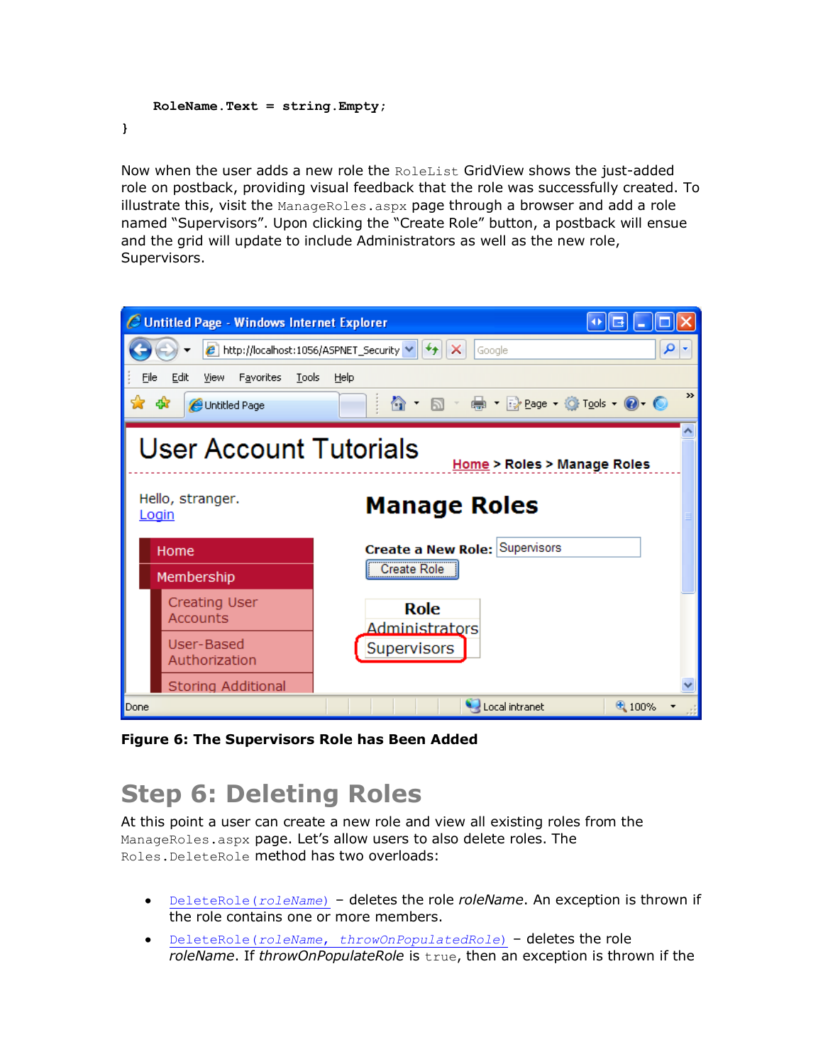```
    RoleName.Text = string.Empty;
}
```

Now when the user adds a new role the `RoleList` GridView shows the just-added role on postback, providing visual feedback that the role was successfully created. To illustrate this, visit the `ManageRoles.aspx` page through a browser and add a role named "Supervisors". Upon clicking the "Create Role" button, a postback will ensue and the grid will update to include Administrators as well as the new role, Supervisors.

**Figure 6: The Supervisors Role has Been Added**

## Step 6: Deleting Roles

At this point a user can create a new role and view all existing roles from the `ManageRoles.aspx` page. Let's allow users to also delete roles. The `Roles.DeleteRole` method has two overloads:

- `DeleteRole(roleName)` – deletes the role *roleName*. An exception is thrown if the role contains one or more members.
- `DeleteRole(roleName, throwOnPopulatedRole)` – deletes the role *roleName*. If *throwOnPopulateRole* is `true`, then an exception is thrown if the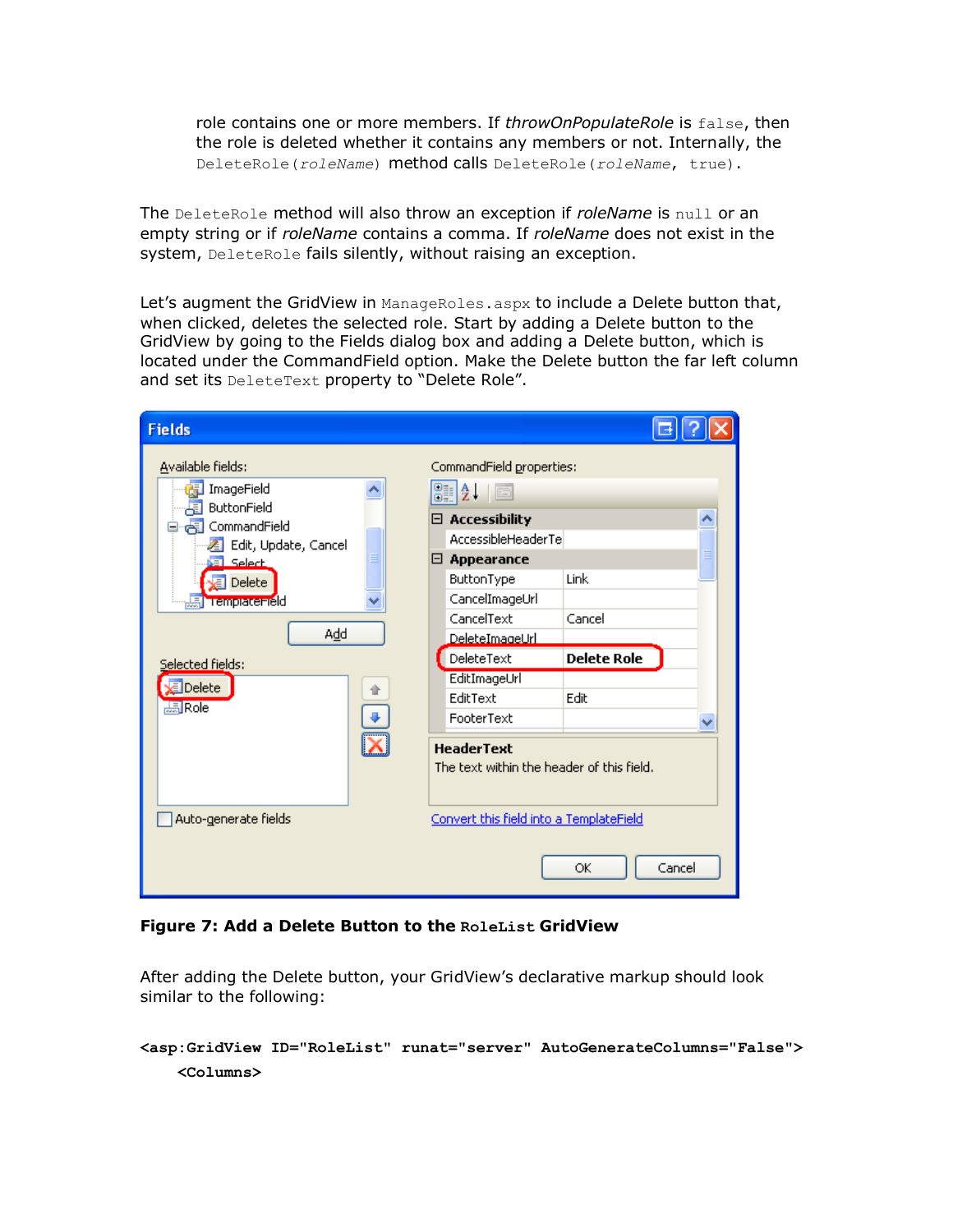role contains one or more members. If *throwOnPopulateRole* is `false`, then the role is deleted whether it contains any members or not. Internally, the `DeleteRole(roleName)` method calls `DeleteRole(roleName, true)`.

The `DeleteRole` method will also throw an exception if *roleName* is `null` or an empty string or if *roleName* contains a comma. If *roleName* does not exist in the system, `DeleteRole` fails silently, without raising an exception.

Let's augment the GridView in `ManageRoles.aspx` to include a Delete button that, when clicked, deletes the selected role. Start by adding a Delete button to the GridView by going to the Fields dialog box and adding a Delete button, which is located under the CommandField option. Make the Delete button the far left column and set its `DeleteText` property to "Delete Role".

**Figure 7: Add a Delete Button to the `RoleList` GridView**

After adding the Delete button, your GridView's declarative markup should look similar to the following:

```
<asp:GridView ID="RoleList" runat="server" AutoGenerateColumns="False">
    <Columns>
```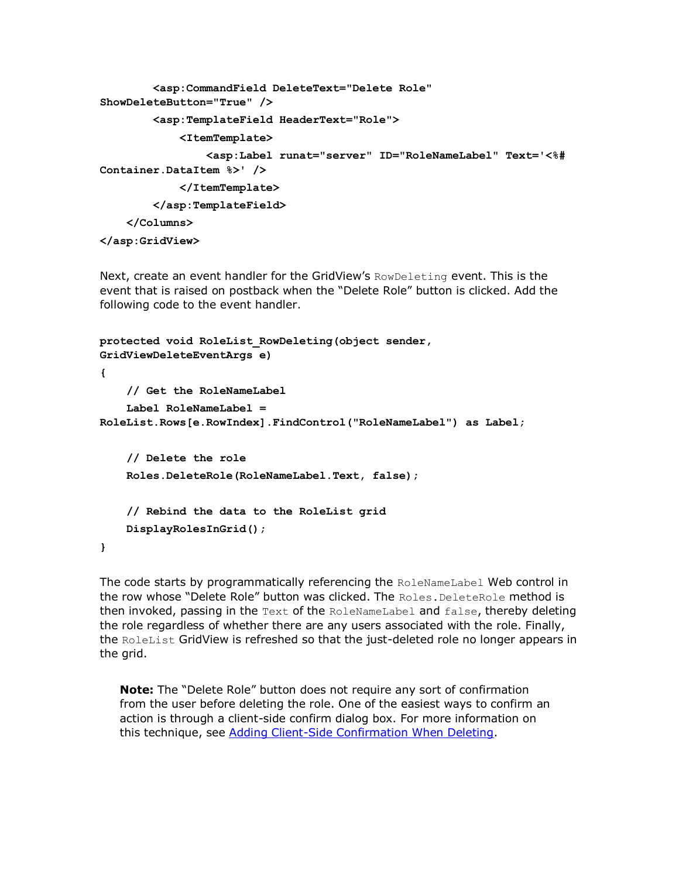```
        <asp:CommandField DeleteText="Delete Role" ShowDeleteButton="True" />
        <asp:TemplateField HeaderText="Role">
            <ItemTemplate>
                <asp:Label runat="server" ID="RoleNameLabel" Text='<%# Container.DataItem %>' />
            </ItemTemplate>
        </asp:TemplateField>
    </Columns>
</asp:GridView>
```

Next, create an event handler for the GridView's `RowDeleting` event. This is the event that is raised on postback when the "Delete Role" button is clicked. Add the following code to the event handler.

```
protected void RoleList_RowDeleting(object sender, GridViewDeleteEventArgs e)
{
    // Get the RoleNameLabel
    Label RoleNameLabel = RoleList.Rows[e.RowIndex].FindControl("RoleNameLabel") as Label;

    // Delete the role
    Roles.DeleteRole(RoleNameLabel.Text, false);

    // Rebind the data to the RoleList grid
    DisplayRolesInGrid();
}
```

The code starts by programmatically referencing the `RoleNameLabel` Web control in the row whose "Delete Role" button was clicked. The `Roles.DeleteRole` method is then invoked, passing in the `Text` of the `RoleNameLabel` and `false`, thereby deleting the role regardless of whether there are any users associated with the role. Finally, the `RoleList` GridView is refreshed so that the just-deleted role no longer appears in the grid.

> **Note:** The "Delete Role" button does not require any sort of confirmation from the user before deleting the role. One of the easiest ways to confirm an action is through a client-side confirm dialog box. For more information on this technique, see [Adding Client-Side Confirmation When Deleting](#).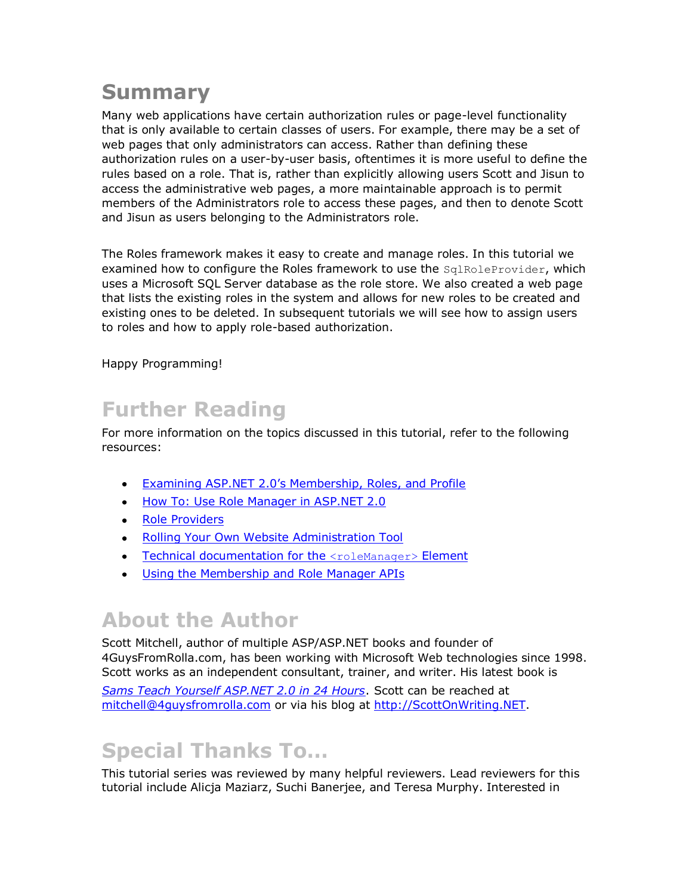# Summary

Many web applications have certain authorization rules or page-level functionality that is only available to certain classes of users. For example, there may be a set of web pages that only administrators can access. Rather than defining these authorization rules on a user-by-user basis, oftentimes it is more useful to define the rules based on a role. That is, rather than explicitly allowing users Scott and Jisun to access the administrative web pages, a more maintainable approach is to permit members of the Administrators role to access these pages, and then to denote Scott and Jisun as users belonging to the Administrators role.

The Roles framework makes it easy to create and manage roles. In this tutorial we examined how to configure the Roles framework to use the `SqlRoleProvider`, which uses a Microsoft SQL Server database as the role store. We also created a web page that lists the existing roles in the system and allows for new roles to be created and existing ones to be deleted. In subsequent tutorials we will see how to assign users to roles and how to apply role-based authorization.

Happy Programming!

# Further Reading

For more information on the topics discussed in this tutorial, refer to the following resources:

- Examining ASP.NET 2.0's Membership, Roles, and Profile
- How To: Use Role Manager in ASP.NET 2.0
- Role Providers
- Rolling Your Own Website Administration Tool
- Technical documentation for the `<roleManager>` Element
- Using the Membership and Role Manager APIs

# About the Author

Scott Mitchell, author of multiple ASP/ASP.NET books and founder of 4GuysFromRolla.com, has been working with Microsoft Web technologies since 1998. Scott works as an independent consultant, trainer, and writer. His latest book is *Sams Teach Yourself ASP.NET 2.0 in 24 Hours*. Scott can be reached at mitchell@4guysfromrolla.com or via his blog at http://ScottOnWriting.NET.

# Special Thanks To…

This tutorial series was reviewed by many helpful reviewers. Lead reviewers for this tutorial include Alicja Maziarz, Suchi Banerjee, and Teresa Murphy. Interested in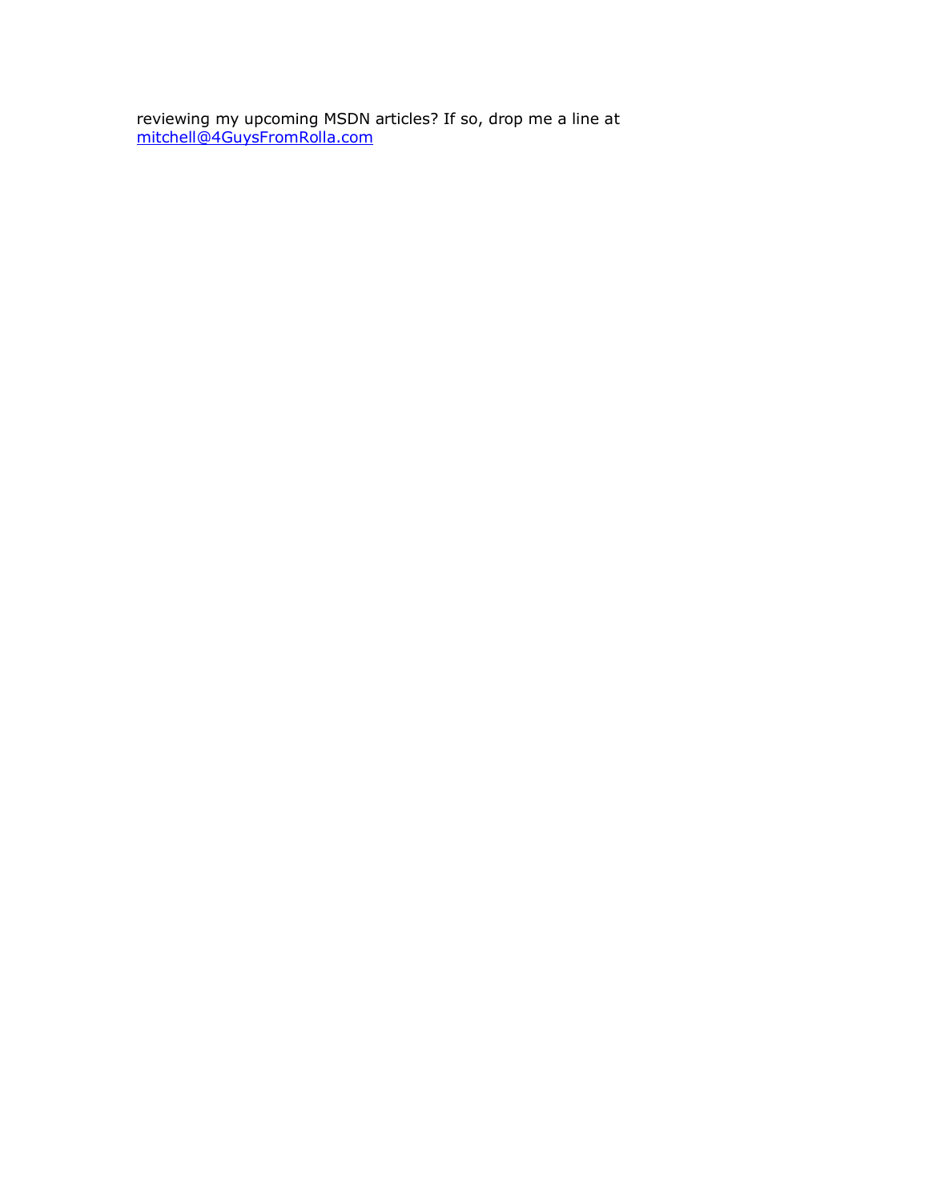reviewing my upcoming MSDN articles? If so, drop me a line at
mitchell@4GuysFromRolla.com